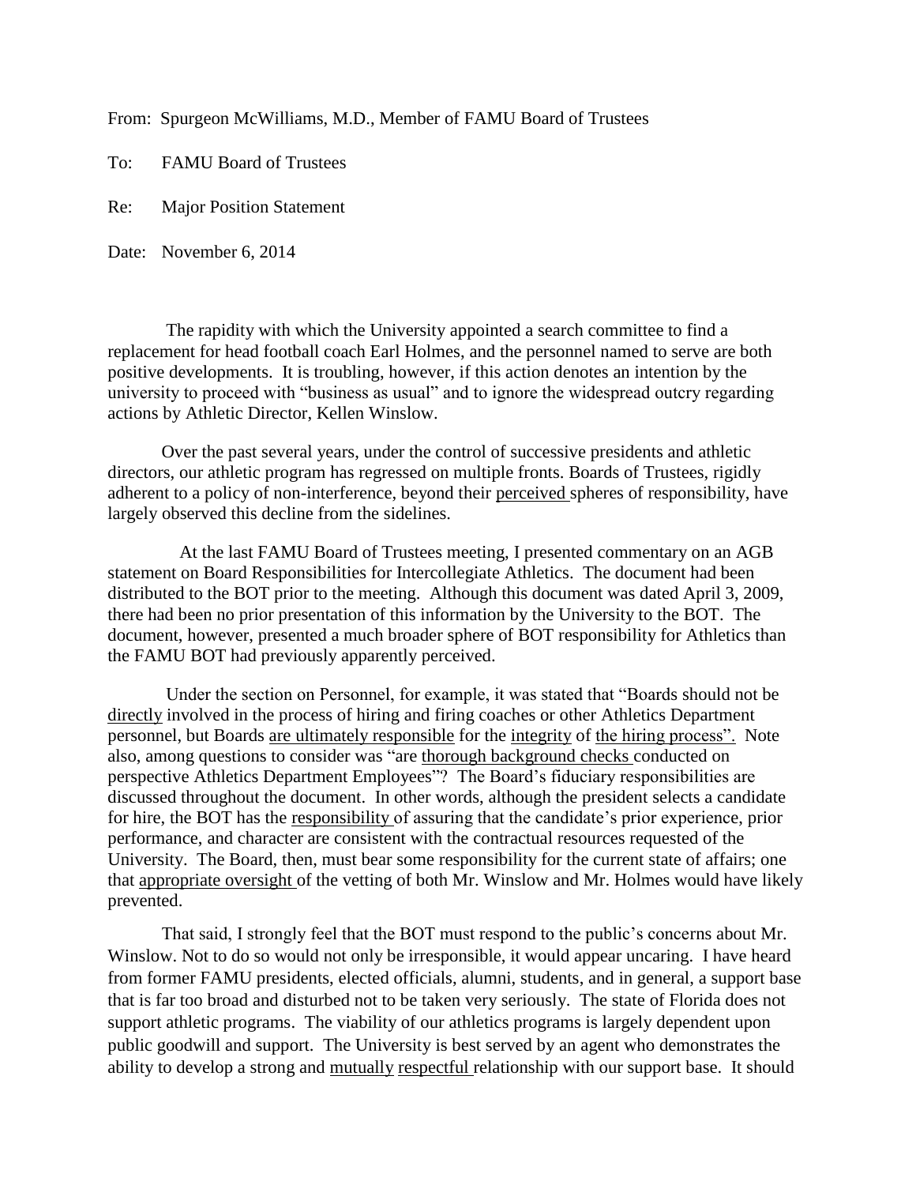From: Spurgeon McWilliams, M.D., Member of FAMU Board of Trustees

To: FAMU Board of Trustees

Re: Major Position Statement

Date: November 6, 2014

The rapidity with which the University appointed a search committee to find a replacement for head football coach Earl Holmes, and the personnel named to serve are both positive developments. It is troubling, however, if this action denotes an intention by the university to proceed with "business as usual" and to ignore the widespread outcry regarding actions by Athletic Director, Kellen Winslow.

Over the past several years, under the control of successive presidents and athletic directors, our athletic program has regressed on multiple fronts. Boards of Trustees, rigidly adherent to a policy of non-interference, beyond their <u>perceived</u> spheres of responsibility, have largely observed this decline from the sidelines.

At the last FAMU Board of Trustees meeting, I presented commentary on an AGB statement on Board Responsibilities for Intercollegiate Athletics. The document had been distributed to the BOT prior to the meeting. Although this document was dated April 3, 2009, there had been no prior presentation of this information by the University to the BOT. The document, however, presented a much broader sphere of BOT responsibility for Athletics than the FAMU BOT had previously apparently perceived.

Under the section on Personnel, for example, it was stated that "Boards should not be <u>directly</u> involved in the process of hiring and firing coaches or other Athletics Department personnel, but Boards <u>are ultimately responsible</u> for the <u>integrity</u> of <u>the hiring process".</u> Note also, among questions to consider was "are <u>thorough background checks</u> conducted on perspective Athletics Department Employees"? The Board's fiduciary responsibilities are discussed throughout the document. In other words, although the president selects a candidate for hire, the BOT has the <u>responsibility</u> of assuring that the candidate's prior experience, prior performance, and character are consistent with the contractual resources requested of the University. The Board, then, must bear some responsibility for the current state of affairs; one that <u>appropriate oversight</u> of the vetting of both Mr. Winslow and Mr. Holmes would have likely prevented.

That said, I strongly feel that the BOT must respond to the public's concerns about Mr. Winslow. Not to do so would not only be irresponsible, it would appear uncaring. I have heard from former FAMU presidents, elected officials, alumni, students, and in general, a support base that is far too broad and disturbed not to be taken very seriously. The state of Florida does not support athletic programs. The viability of our athletics programs is largely dependent upon public goodwill and support. The University is best served by an agent who demonstrates the ability to develop a strong and <u>mutually</u> <u>respectful</u> relationship with our support base. It should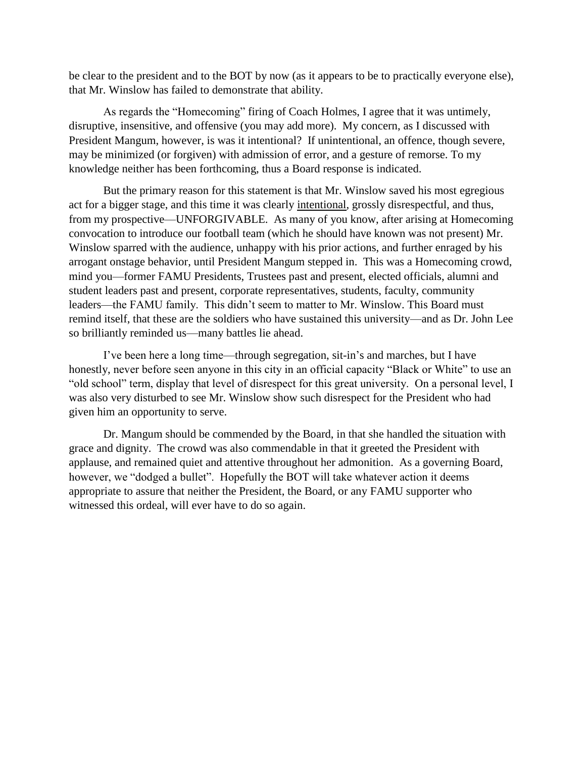be clear to the president and to the BOT by now (as it appears to be to practically everyone else), that Mr. Winslow has failed to demonstrate that ability.

As regards the "Homecoming" firing of Coach Holmes, I agree that it was untimely, disruptive, insensitive, and offensive (you may add more). My concern, as I discussed with President Mangum, however, is was it intentional? If unintentional, an offence, though severe, may be minimized (or forgiven) with admission of error, and a gesture of remorse. To my knowledge neither has been forthcoming, thus a Board response is indicated.

But the primary reason for this statement is that Mr. Winslow saved his most egregious act for a bigger stage, and this time it was clearly <u>intentional</u>, grossly disrespectful, and thus, from my prospective—UNFORGIVABLE. As many of you know, after arising at Homecoming convocation to introduce our football team (which he should have known was not present) Mr. Winslow sparred with the audience, unhappy with his prior actions, and further enraged by his arrogant onstage behavior, until President Mangum stepped in. This was a Homecoming crowd, mind you—former FAMU Presidents, Trustees past and present, elected officials, alumni and student leaders past and present, corporate representatives, students, faculty, community leaders—the FAMU family. This didn't seem to matter to Mr. Winslow. This Board must remind itself, that these are the soldiers who have sustained this university—and as Dr. John Lee so brilliantly reminded us—many battles lie ahead.

I've been here a long time—through segregation, sit-in's and marches, but I have honestly, never before seen anyone in this city in an official capacity "Black or White" to use an "old school" term, display that level of disrespect for this great university. On a personal level, I was also very disturbed to see Mr. Winslow show such disrespect for the President who had given him an opportunity to serve.

Dr. Mangum should be commended by the Board, in that she handled the situation with grace and dignity. The crowd was also commendable in that it greeted the President with applause, and remained quiet and attentive throughout her admonition. As a governing Board, however, we "dodged a bullet". Hopefully the BOT will take whatever action it deems appropriate to assure that neither the President, the Board, or any FAMU supporter who witnessed this ordeal, will ever have to do so again.